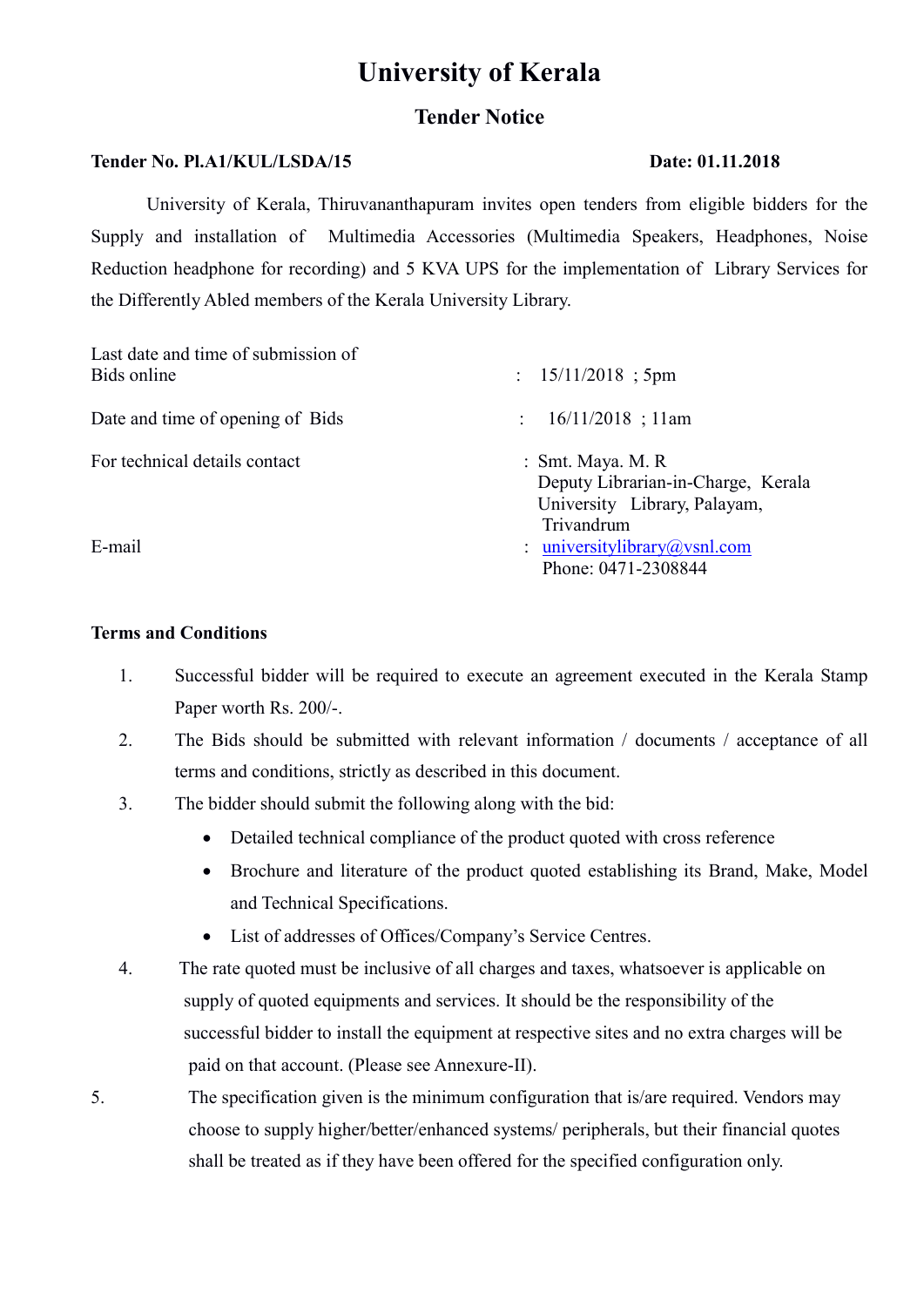# University of Kerala

## Tender Notice

**Tender No. Pl.A1/KUL/LSDA/15** **Date: 01.11.2018**

University of Kerala, Thiruvananthapuram invites open tenders from eligible bidders for the Supply and installation of Multimedia Accessories (Multimedia Speakers, Headphones, Noise Reduction headphone for recording) and 5 KVA UPS for the implementation of Library Services for the Differently Abled members of the Kerala University Library.

| | |
|---|---|
| Last date and time of submission of Bids online | : 15/11/2018 ; 5pm |
| Date and time of opening of Bids | : 16/11/2018 ; 11am |
| For technical details contact | : Smt. Maya. M. R<br>Deputy Librarian-in-Charge, Kerala University Library, Palayam, Trivandrum |
| E-mail | : universitylibrary@vsnl.com<br>Phone: 0471-2308844 |

**Terms and Conditions**

1. Successful bidder will be required to execute an agreement executed in the Kerala Stamp Paper worth Rs. 200/-.
2. The Bids should be submitted with relevant information / documents / acceptance of all terms and conditions, strictly as described in this document.
3. The bidder should submit the following along with the bid:
   - Detailed technical compliance of the product quoted with cross reference
   - Brochure and literature of the product quoted establishing its Brand, Make, Model and Technical Specifications.
   - List of addresses of Offices/Company's Service Centres.
4. The rate quoted must be inclusive of all charges and taxes, whatsoever is applicable on supply of quoted equipments and services. It should be the responsibility of the successful bidder to install the equipment at respective sites and no extra charges will be paid on that account. (Please see Annexure-II).
5. The specification given is the minimum configuration that is/are required. Vendors may choose to supply higher/better/enhanced systems/ peripherals, but their financial quotes shall be treated as if they have been offered for the specified configuration only.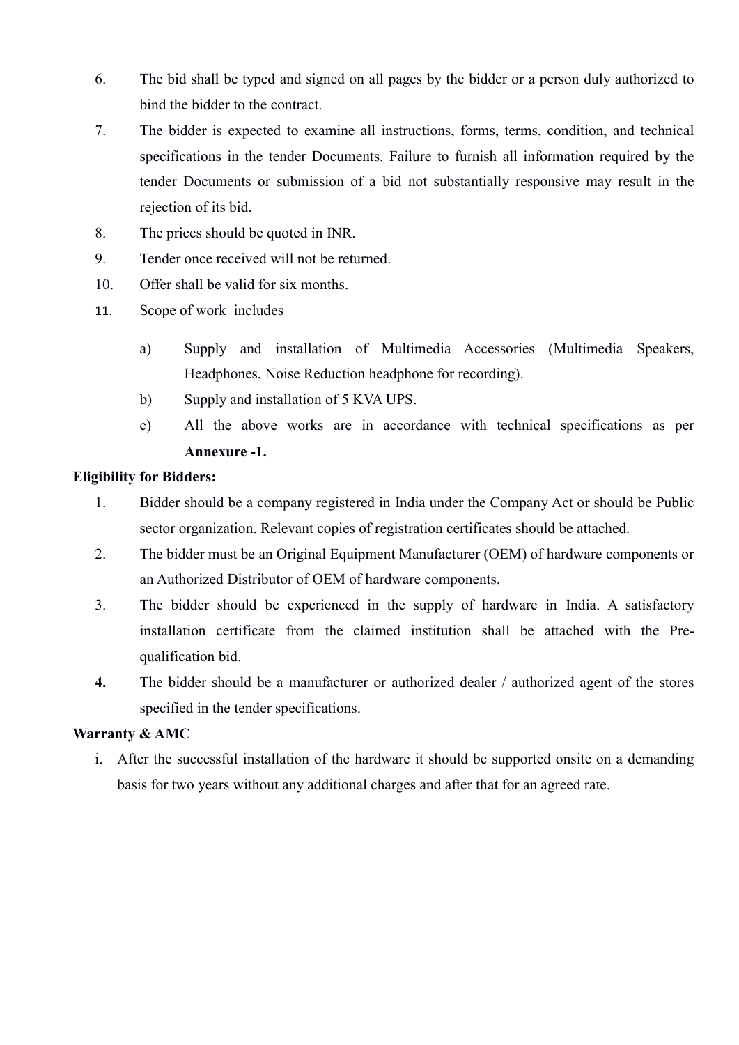6. The bid shall be typed and signed on all pages by the bidder or a person duly authorized to bind the bidder to the contract.
7. The bidder is expected to examine all instructions, forms, terms, condition, and technical specifications in the tender Documents. Failure to furnish all information required by the tender Documents or submission of a bid not substantially responsive may result in the rejection of its bid.
8. The prices should be quoted in INR.
9. Tender once received will not be returned.
10. Offer shall be valid for six months.
11. Scope of work includes

    a) Supply and installation of Multimedia Accessories (Multimedia Speakers, Headphones, Noise Reduction headphone for recording).
    
    b) Supply and installation of 5 KVA UPS.
    
    c) All the above works are in accordance with technical specifications as per **Annexure -1.**

**Eligibility for Bidders:**

1. Bidder should be a company registered in India under the Company Act or should be Public sector organization. Relevant copies of registration certificates should be attached.
2. The bidder must be an Original Equipment Manufacturer (OEM) of hardware components or an Authorized Distributor of OEM of hardware components.
3. The bidder should be experienced in the supply of hardware in India. A satisfactory installation certificate from the claimed institution shall be attached with the Pre-qualification bid.
4. The bidder should be a manufacturer or authorized dealer / authorized agent of the stores specified in the tender specifications.

**Warranty & AMC**

i. After the successful installation of the hardware it should be supported onsite on a demanding basis for two years without any additional charges and after that for an agreed rate.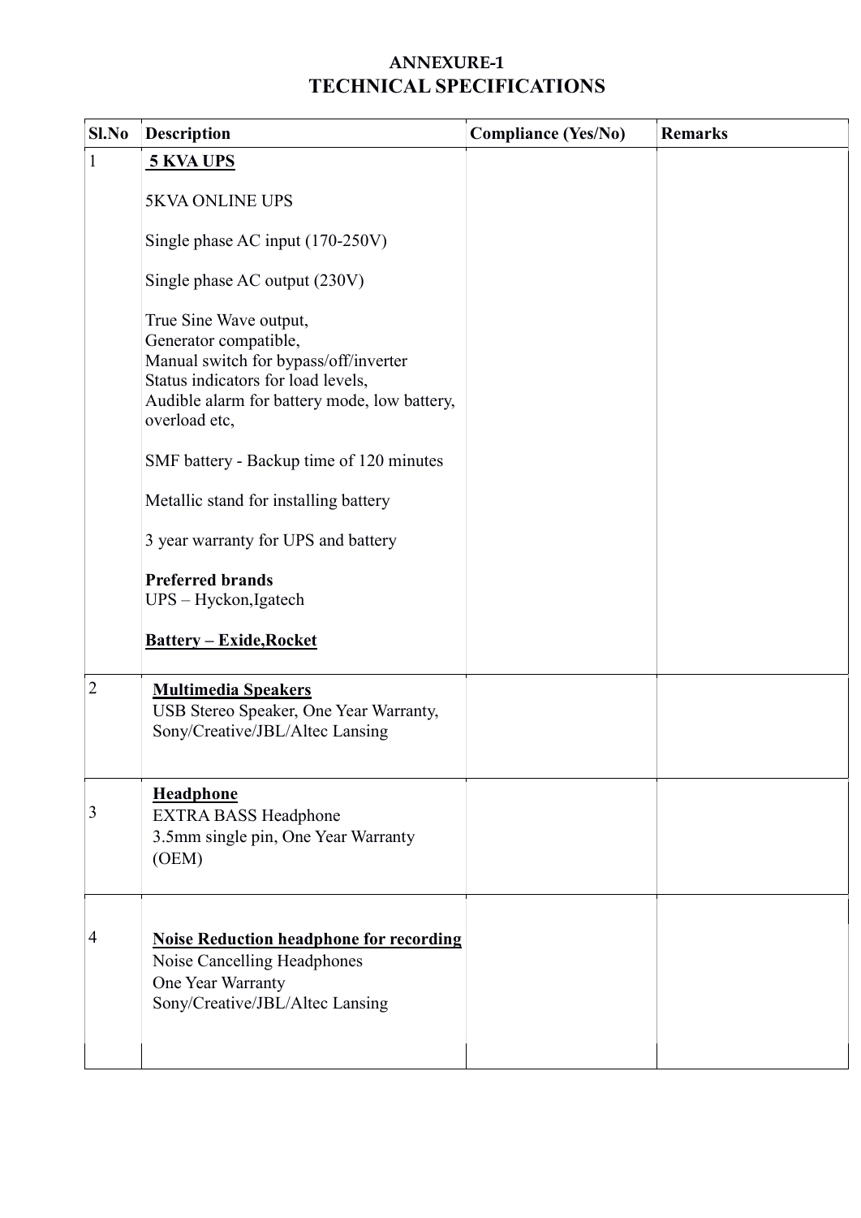## ANNEXURE-1
# TECHNICAL SPECIFICATIONS

| Sl.No | Description | Compliance (Yes/No) | Remarks |
|---|---|---|---|
| 1 | **5 KVA UPS**<br><br>5KVA ONLINE UPS<br><br>Single phase AC input (170-250V)<br><br>Single phase AC output (230V)<br><br>True Sine Wave output,<br>Generator compatible,<br>Manual switch for bypass/off/inverter<br>Status indicators for load levels,<br>Audible alarm for battery mode, low battery, overload etc,<br><br>SMF battery - Backup time of 120 minutes<br><br>Metallic stand for installing battery<br><br>3 year warranty for UPS and battery<br><br>**Preferred brands**<br>UPS – Hyckon,Igatech<br><br>**Battery – Exide,Rocket** | | |
| 2 | **Multimedia Speakers**<br>USB Stereo Speaker, One Year Warranty, Sony/Creative/JBL/Altec Lansing | | |
| 3 | **Headphone**<br>EXTRA BASS Headphone<br>3.5mm single pin, One Year Warranty (OEM) | | |
| 4 | **Noise Reduction headphone for recording**<br>Noise Cancelling Headphones<br>One Year Warranty<br>Sony/Creative/JBL/Altec Lansing | | |
| | | | |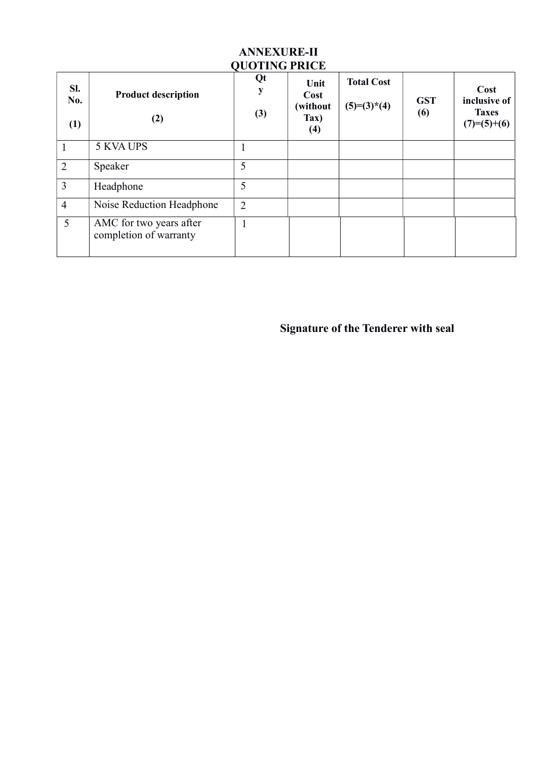# ANNEXURE-II
## QUOTING PRICE

| Sl. No. (1) | Product description (2) | Qty (3) | Unit Cost (without Tax) (4) | Total Cost (5)=(3)*(4) | GST (6) | Cost inclusive of Taxes (7)=(5)+(6) |
|---|---|---|---|---|---|---|
| 1 | 5 KVA UPS | 1 | | | | |
| 2 | Speaker | 5 | | | | |
| 3 | Headphone | 5 | | | | |
| 4 | Noise Reduction Headphone | 2 | | | | |
| 5 | AMC for two years after completion of warranty | 1 | | | | |

**Signature of the Tenderer with seal**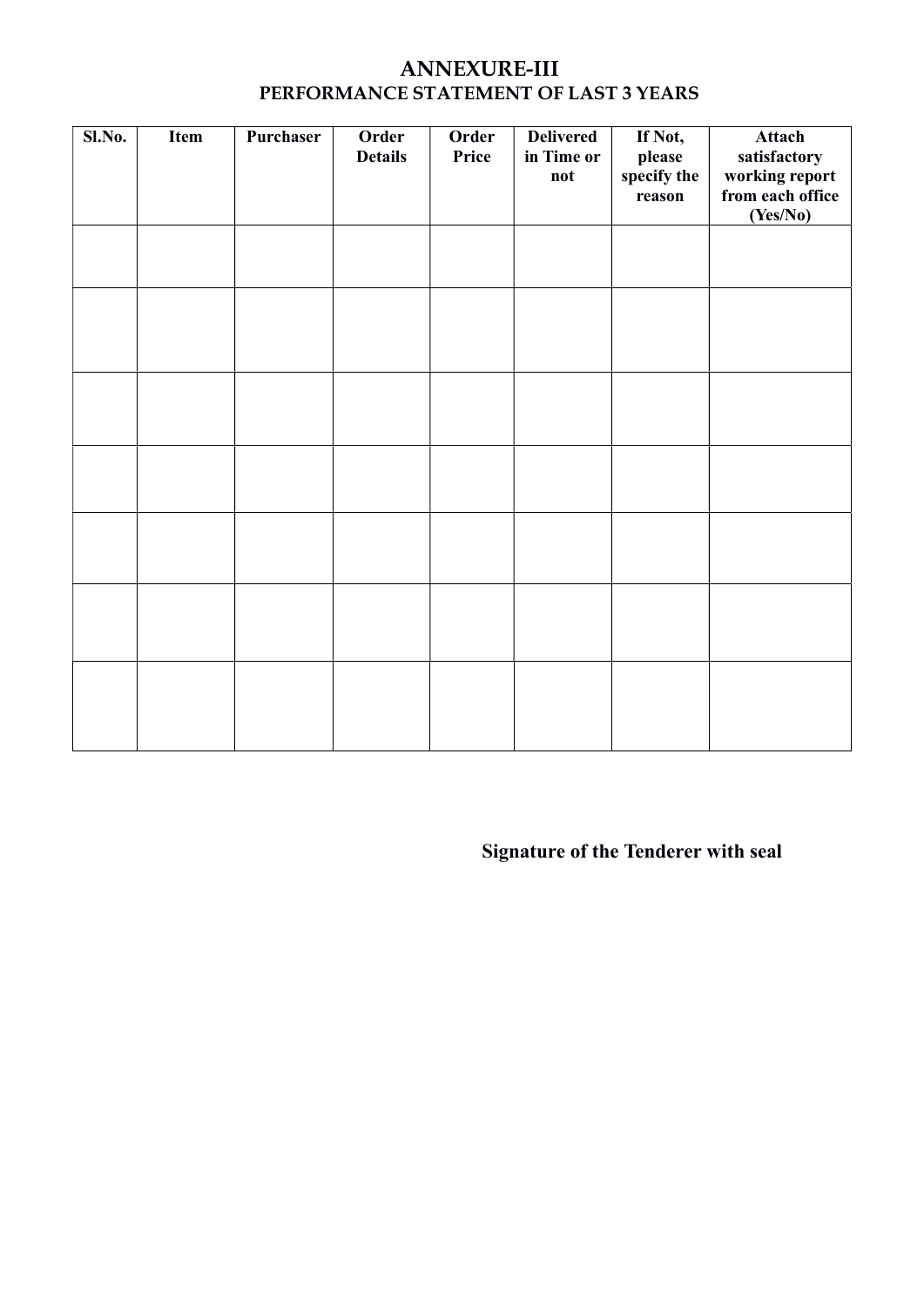# ANNEXURE-III

## PERFORMANCE STATEMENT OF LAST 3 YEARS

| Sl.No. | Item | Purchaser | Order Details | Order Price | Delivered in Time or not | If Not, please specify the reason | Attach satisfactory working report from each office (Yes/No) |
|---|---|---|---|---|---|---|---|
| | | | | | | | |
| | | | | | | | |
| | | | | | | | |
| | | | | | | | |
| | | | | | | | |
| | | | | | | | |
| | | | | | | | |

**Signature of the Tenderer with seal**